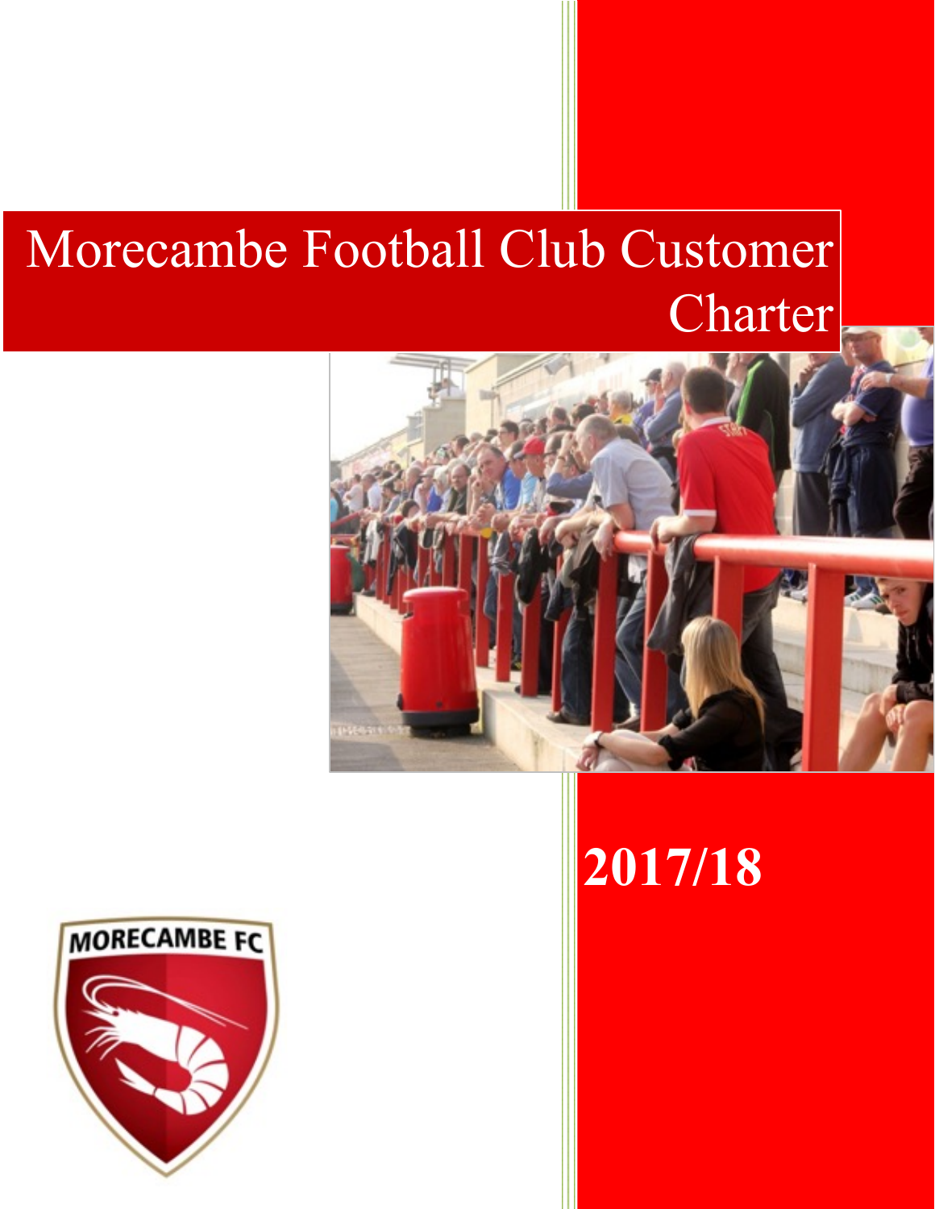# Morecambe Football Club Customer Charter

**2017/18**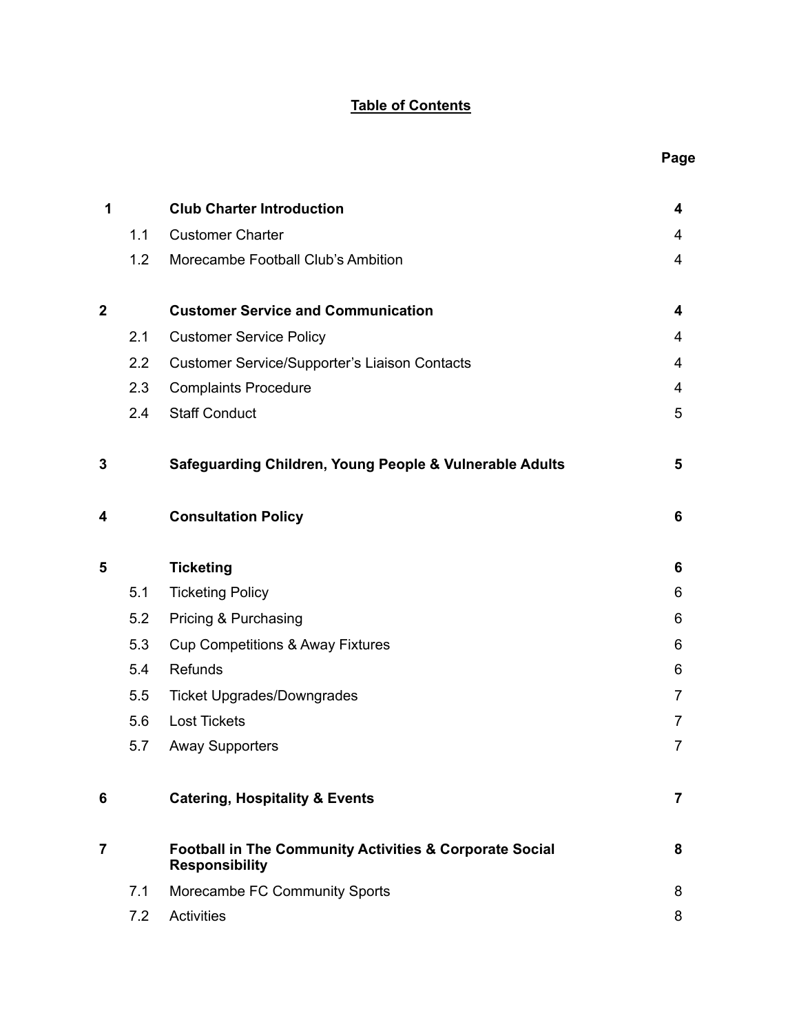# Table of Contents

| | | | Page |
|---|---|---|---|
| **1** | | **Club Charter Introduction** | **4** |
| | 1.1 | Customer Charter | 4 |
| | 1.2 | Morecambe Football Club's Ambition | 4 |
| **2** | | **Customer Service and Communication** | **4** |
| | 2.1 | Customer Service Policy | 4 |
| | 2.2 | Customer Service/Supporter's Liaison Contacts | 4 |
| | 2.3 | Complaints Procedure | 4 |
| | 2.4 | Staff Conduct | 5 |
| **3** | | **Safeguarding Children, Young People & Vulnerable Adults** | **5** |
| **4** | | **Consultation Policy** | **6** |
| **5** | | **Ticketing** | **6** |
| | 5.1 | Ticketing Policy | 6 |
| | 5.2 | Pricing & Purchasing | 6 |
| | 5.3 | Cup Competitions & Away Fixtures | 6 |
| | 5.4 | Refunds | 6 |
| | 5.5 | Ticket Upgrades/Downgrades | 7 |
| | 5.6 | Lost Tickets | 7 |
| | 5.7 | Away Supporters | 7 |
| **6** | | **Catering, Hospitality & Events** | **7** |
| **7** | | **Football in The Community Activities & Corporate Social Responsibility** | **8** |
| | 7.1 | Morecambe FC Community Sports | 8 |
| | 7.2 | Activities | 8 |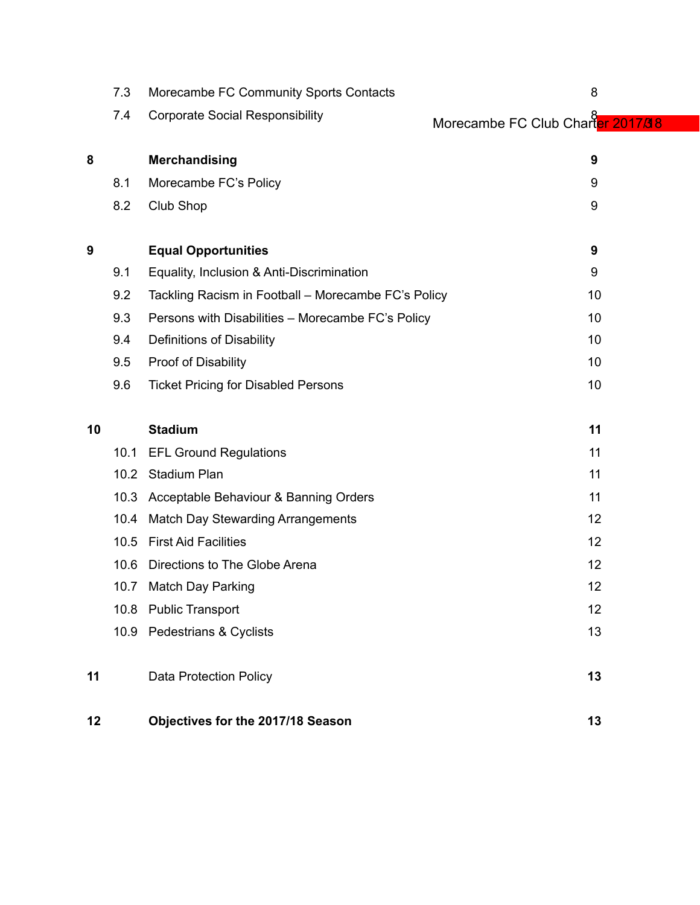| | | | |
|---|---|---|---|
| | 7.3 | Morecambe FC Community Sports Contacts | 8 |
| | 7.4 | Corporate Social Responsibility | 8 |
| **8** | | **Merchandising** | **9** |
| | 8.1 | Morecambe FC's Policy | 9 |
| | 8.2 | Club Shop | 9 |
| **9** | | **Equal Opportunities** | **9** |
| | 9.1 | Equality, Inclusion & Anti-Discrimination | 9 |
| | 9.2 | Tackling Racism in Football – Morecambe FC's Policy | 10 |
| | 9.3 | Persons with Disabilities – Morecambe FC's Policy | 10 |
| | 9.4 | Definitions of Disability | 10 |
| | 9.5 | Proof of Disability | 10 |
| | 9.6 | Ticket Pricing for Disabled Persons | 10 |
| **10** | | **Stadium** | **11** |
| | 10.1 | EFL Ground Regulations | 11 |
| | 10.2 | Stadium Plan | 11 |
| | 10.3 | Acceptable Behaviour & Banning Orders | 11 |
| | 10.4 | Match Day Stewarding Arrangements | 12 |
| | 10.5 | First Aid Facilities | 12 |
| | 10.6 | Directions to The Globe Arena | 12 |
| | 10.7 | Match Day Parking | 12 |
| | 10.8 | Public Transport | 12 |
| | 10.9 | Pedestrians & Cyclists | 13 |
| **11** | | Data Protection Policy | **13** |
| **12** | | **Objectives for the 2017/18 Season** | **13** |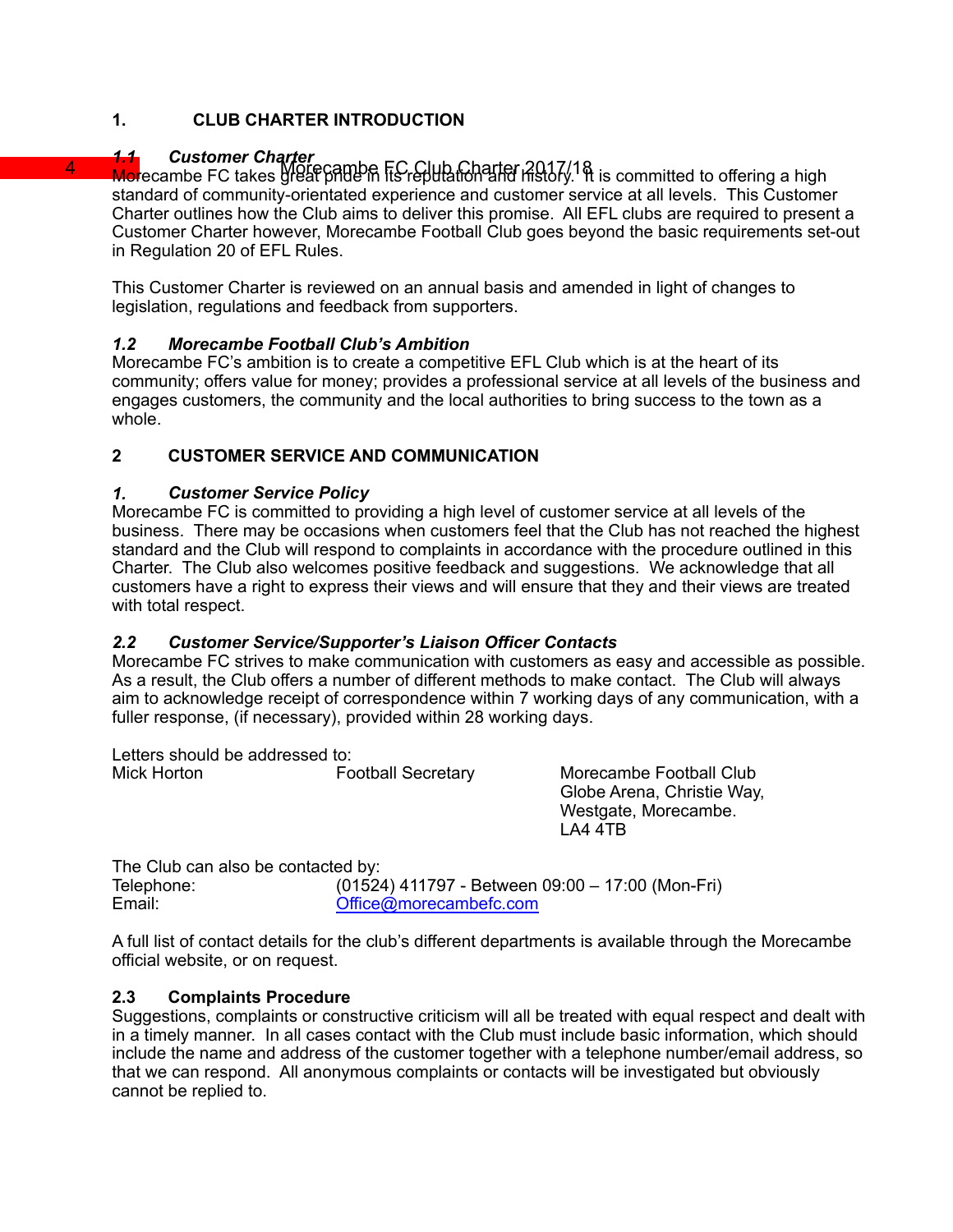## 1. CLUB CHARTER INTRODUCTION

### *1.1 Customer Charter*

Morecambe FC takes great pride in its reputation and history. It is committed to offering a high standard of community-orientated experience and customer service at all levels. This Customer Charter outlines how the Club aims to deliver this promise. All EFL clubs are required to present a Customer Charter however, Morecambe Football Club goes beyond the basic requirements set-out in Regulation 20 of EFL Rules.

This Customer Charter is reviewed on an annual basis and amended in light of changes to legislation, regulations and feedback from supporters.

### *1.2 Morecambe Football Club's Ambition*

Morecambe FC's ambition is to create a competitive EFL Club which is at the heart of its community; offers value for money; provides a professional service at all levels of the business and engages customers, the community and the local authorities to bring success to the town as a whole.

## 2 CUSTOMER SERVICE AND COMMUNICATION

### *1. Customer Service Policy*

Morecambe FC is committed to providing a high level of customer service at all levels of the business. There may be occasions when customers feel that the Club has not reached the highest standard and the Club will respond to complaints in accordance with the procedure outlined in this Charter. The Club also welcomes positive feedback and suggestions. We acknowledge that all customers have a right to express their views and will ensure that they and their views are treated with total respect.

### *2.2 Customer Service/Supporter's Liaison Officer Contacts*

Morecambe FC strives to make communication with customers as easy and accessible as possible. As a result, the Club offers a number of different methods to make contact. The Club will always aim to acknowledge receipt of correspondence within 7 working days of any communication, with a fuller response, (if necessary), provided within 28 working days.

Letters should be addressed to:

| | | |
|---|---|---|
| Mick Horton | Football Secretary | Morecambe Football Club<br>Globe Arena, Christie Way,<br>Westgate, Morecambe.<br>LA4 4TB |

The Club can also be contacted by:

| | |
|---|---|
| Telephone: | (01524) 411797 - Between 09:00 – 17:00 (Mon-Fri) |
| Email: | Office@morecambefc.com |

A full list of contact details for the club's different departments is available through the Morecambe official website, or on request.

### 2.3 Complaints Procedure

Suggestions, complaints or constructive criticism will all be treated with equal respect and dealt with in a timely manner. In all cases contact with the Club must include basic information, which should include the name and address of the customer together with a telephone number/email address, so that we can respond. All anonymous complaints or contacts will be investigated but obviously cannot be replied to.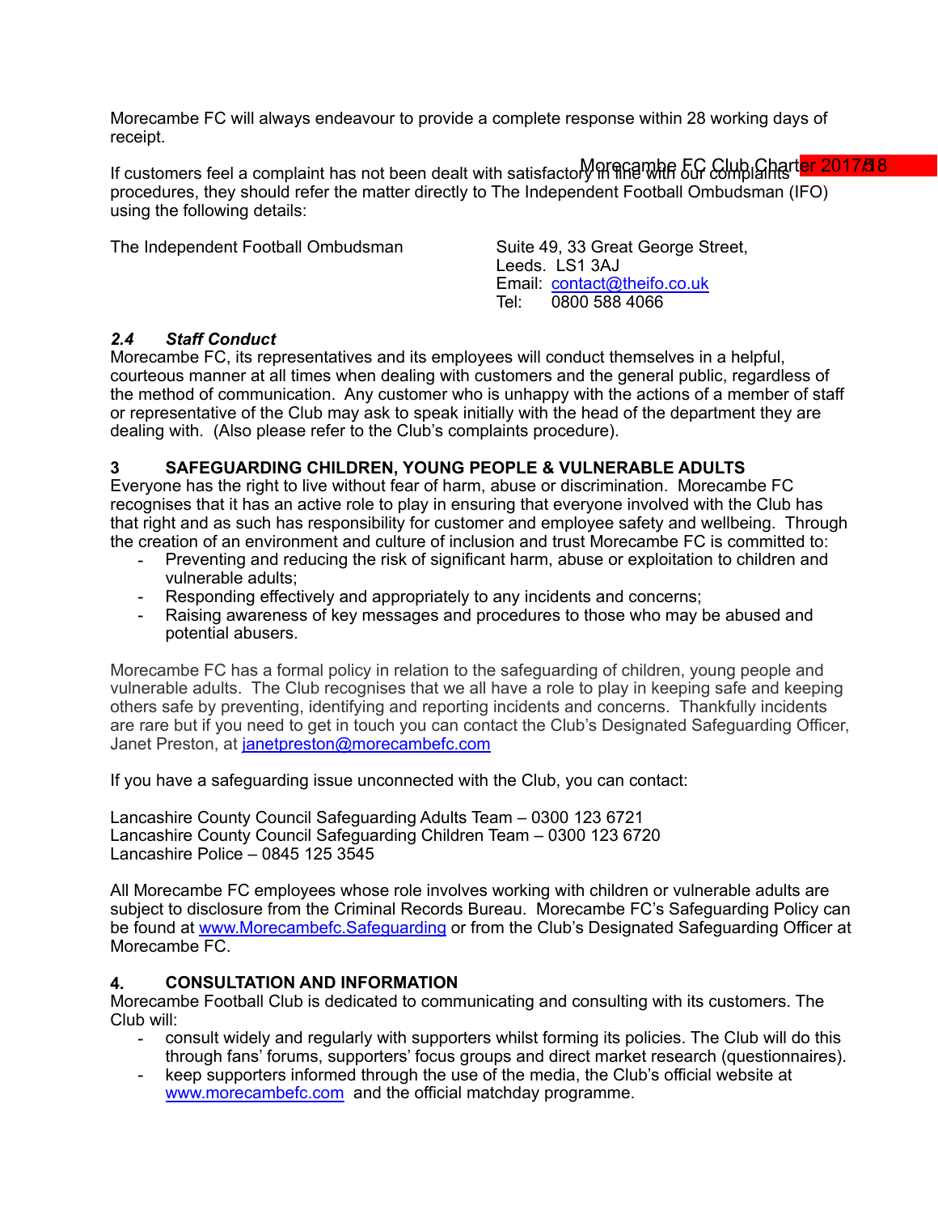Morecambe FC will always endeavour to provide a complete response within 28 working days of receipt.

If customers feel a complaint has not been dealt with satisfactory in line with our complaints procedures, they should refer the matter directly to The Independent Football Ombudsman (IFO) using the following details:

The Independent Football Ombudsman
Suite 49, 33 Great George Street,
Leeds. LS1 3AJ
Email: contact@theifo.co.uk
Tel: 0800 588 4066

### *2.4 Staff Conduct*

Morecambe FC, its representatives and its employees will conduct themselves in a helpful, courteous manner at all times when dealing with customers and the general public, regardless of the method of communication. Any customer who is unhappy with the actions of a member of staff or representative of the Club may ask to speak initially with the head of the department they are dealing with. (Also please refer to the Club's complaints procedure).

## 3 SAFEGUARDING CHILDREN, YOUNG PEOPLE & VULNERABLE ADULTS

Everyone has the right to live without fear of harm, abuse or discrimination. Morecambe FC recognises that it has an active role to play in ensuring that everyone involved with the Club has that right and as such has responsibility for customer and employee safety and wellbeing. Through the creation of an environment and culture of inclusion and trust Morecambe FC is committed to:

- Preventing and reducing the risk of significant harm, abuse or exploitation to children and vulnerable adults;
- Responding effectively and appropriately to any incidents and concerns;
- Raising awareness of key messages and procedures to those who may be abused and potential abusers.

Morecambe FC has a formal policy in relation to the safeguarding of children, young people and vulnerable adults. The Club recognises that we all have a role to play in keeping safe and keeping others safe by preventing, identifying and reporting incidents and concerns. Thankfully incidents are rare but if you need to get in touch you can contact the Club's Designated Safeguarding Officer, Janet Preston, at janetpreston@morecambefc.com

If you have a safeguarding issue unconnected with the Club, you can contact:

Lancashire County Council Safeguarding Adults Team – 0300 123 6721
Lancashire County Council Safeguarding Children Team – 0300 123 6720
Lancashire Police – 0845 125 3545

All Morecambe FC employees whose role involves working with children or vulnerable adults are subject to disclosure from the Criminal Records Bureau. Morecambe FC's Safeguarding Policy can be found at www.Morecambefc.Safeguarding or from the Club's Designated Safeguarding Officer at Morecambe FC.

## 4. CONSULTATION AND INFORMATION

Morecambe Football Club is dedicated to communicating and consulting with its customers. The Club will:

- consult widely and regularly with supporters whilst forming its policies. The Club will do this through fans' forums, supporters' focus groups and direct market research (questionnaires).
- keep supporters informed through the use of the media, the Club's official website at www.morecambefc.com and the official matchday programme.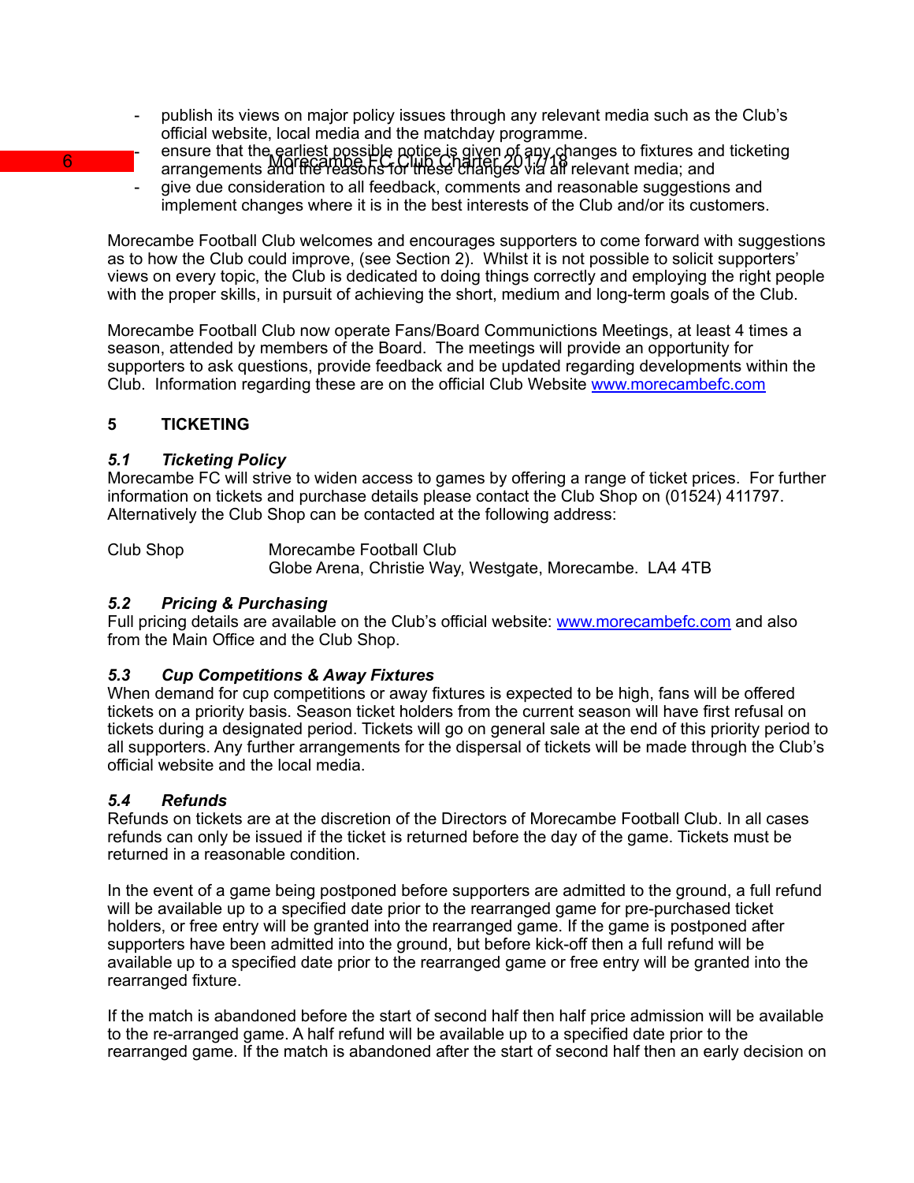- publish its views on major policy issues through any relevant media such as the Club's official website, local media and the matchday programme.
- ensure that the earliest possible notice is given of any changes to fixtures and ticketing arrangements and the reasons for these changes via all relevant media; and
- give due consideration to all feedback, comments and reasonable suggestions and implement changes where it is in the best interests of the Club and/or its customers.

Morecambe Football Club welcomes and encourages supporters to come forward with suggestions as to how the Club could improve, (see Section 2). Whilst it is not possible to solicit supporters' views on every topic, the Club is dedicated to doing things correctly and employing the right people with the proper skills, in pursuit of achieving the short, medium and long-term goals of the Club.

Morecambe Football Club now operate Fans/Board Communictions Meetings, at least 4 times a season, attended by members of the Board. The meetings will provide an opportunity for supporters to ask questions, provide feedback and be updated regarding developments within the Club. Information regarding these are on the official Club Website www.morecambefc.com

## 5 TICKETING

### *5.1 Ticketing Policy*

Morecambe FC will strive to widen access to games by offering a range of ticket prices. For further information on tickets and purchase details please contact the Club Shop on (01524) 411797. Alternatively the Club Shop can be contacted at the following address:

Club Shop Morecambe Football Club
Globe Arena, Christie Way, Westgate, Morecambe. LA4 4TB

### *5.2 Pricing & Purchasing*

Full pricing details are available on the Club's official website: www.morecambefc.com and also from the Main Office and the Club Shop.

### *5.3 Cup Competitions & Away Fixtures*

When demand for cup competitions or away fixtures is expected to be high, fans will be offered tickets on a priority basis. Season ticket holders from the current season will have first refusal on tickets during a designated period. Tickets will go on general sale at the end of this priority period to all supporters. Any further arrangements for the dispersal of tickets will be made through the Club's official website and the local media.

### *5.4 Refunds*

Refunds on tickets are at the discretion of the Directors of Morecambe Football Club. In all cases refunds can only be issued if the ticket is returned before the day of the game. Tickets must be returned in a reasonable condition.

In the event of a game being postponed before supporters are admitted to the ground, a full refund will be available up to a specified date prior to the rearranged game for pre-purchased ticket holders, or free entry will be granted into the rearranged game. If the game is postponed after supporters have been admitted into the ground, but before kick-off then a full refund will be available up to a specified date prior to the rearranged game or free entry will be granted into the rearranged fixture.

If the match is abandoned before the start of second half then half price admission will be available to the re-arranged game. A half refund will be available up to a specified date prior to the rearranged game. If the match is abandoned after the start of second half then an early decision on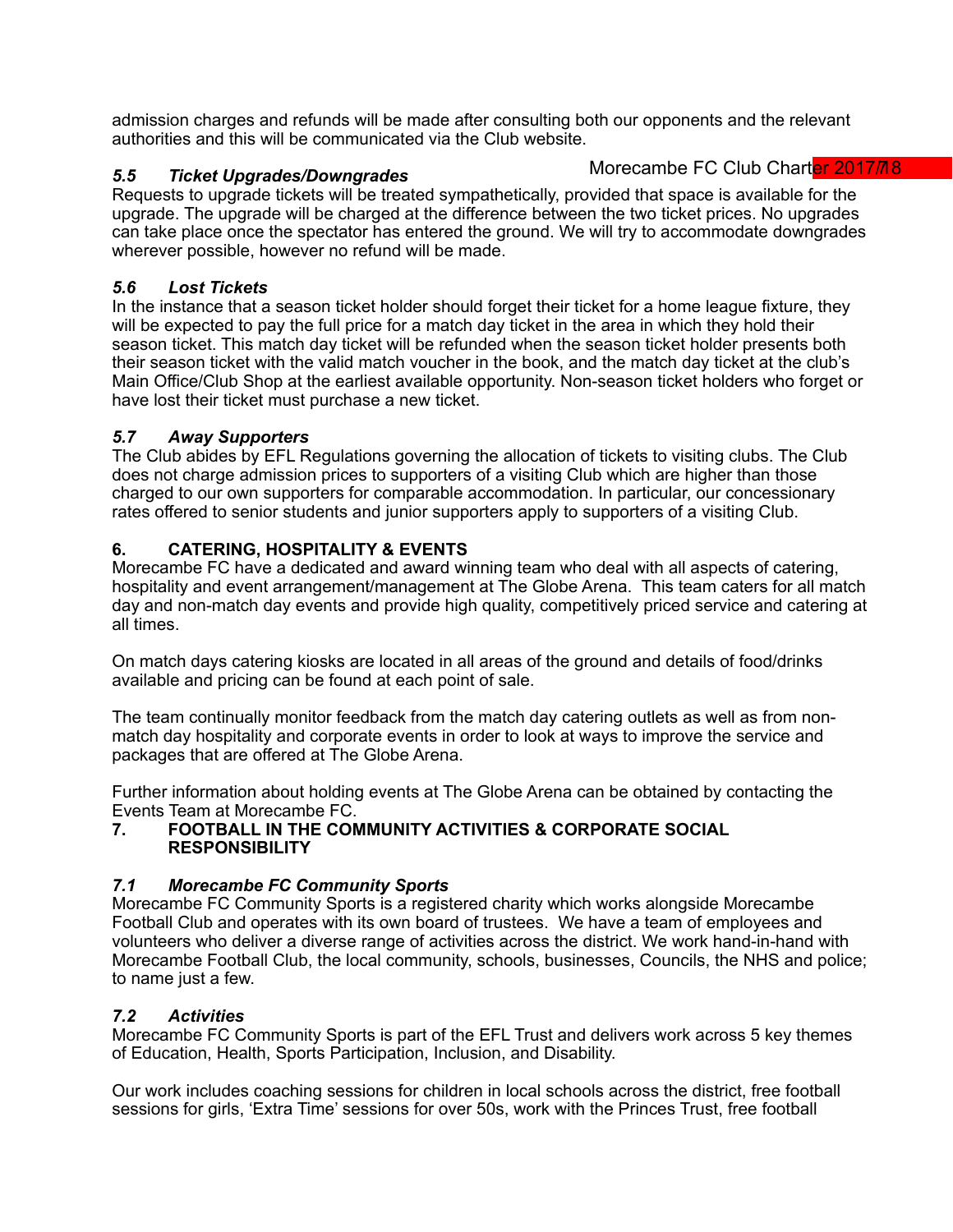admission charges and refunds will be made after consulting both our opponents and the relevant authorities and this will be communicated via the Club website.

### *5.5 Ticket Upgrades/Downgrades*

Requests to upgrade tickets will be treated sympathetically, provided that space is available for the upgrade. The upgrade will be charged at the difference between the two ticket prices. No upgrades can take place once the spectator has entered the ground. We will try to accommodate downgrades wherever possible, however no refund will be made.

### *5.6 Lost Tickets*

In the instance that a season ticket holder should forget their ticket for a home league fixture, they will be expected to pay the full price for a match day ticket in the area in which they hold their season ticket. This match day ticket will be refunded when the season ticket holder presents both their season ticket with the valid match voucher in the book, and the match day ticket at the club's Main Office/Club Shop at the earliest available opportunity. Non-season ticket holders who forget or have lost their ticket must purchase a new ticket.

### *5.7 Away Supporters*

The Club abides by EFL Regulations governing the allocation of tickets to visiting clubs. The Club does not charge admission prices to supporters of a visiting Club which are higher than those charged to our own supporters for comparable accommodation. In particular, our concessionary rates offered to senior students and junior supporters apply to supporters of a visiting Club.

## 6. CATERING, HOSPITALITY & EVENTS

Morecambe FC have a dedicated and award winning team who deal with all aspects of catering, hospitality and event arrangement/management at The Globe Arena. This team caters for all match day and non-match day events and provide high quality, competitively priced service and catering at all times.

On match days catering kiosks are located in all areas of the ground and details of food/drinks available and pricing can be found at each point of sale.

The team continually monitor feedback from the match day catering outlets as well as from non-match day hospitality and corporate events in order to look at ways to improve the service and packages that are offered at The Globe Arena.

Further information about holding events at The Globe Arena can be obtained by contacting the Events Team at Morecambe FC.

## 7. FOOTBALL IN THE COMMUNITY ACTIVITIES & CORPORATE SOCIAL RESPONSIBILITY

### *7.1 Morecambe FC Community Sports*

Morecambe FC Community Sports is a registered charity which works alongside Morecambe Football Club and operates with its own board of trustees. We have a team of employees and volunteers who deliver a diverse range of activities across the district. We work hand-in-hand with Morecambe Football Club, the local community, schools, businesses, Councils, the NHS and police; to name just a few.

### *7.2 Activities*

Morecambe FC Community Sports is part of the EFL Trust and delivers work across 5 key themes of Education, Health, Sports Participation, Inclusion, and Disability.

Our work includes coaching sessions for children in local schools across the district, free football sessions for girls, 'Extra Time' sessions for over 50s, work with the Princes Trust, free football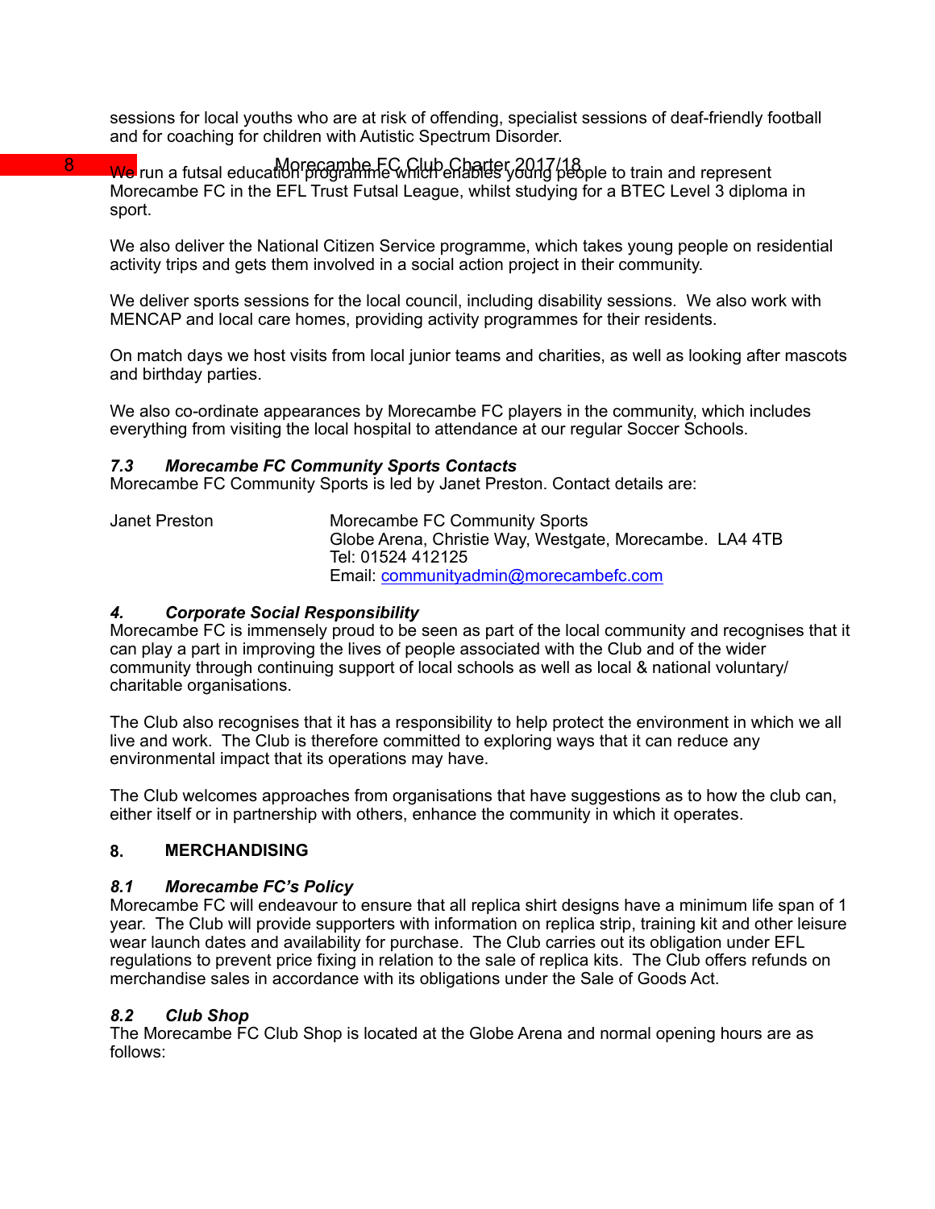sessions for local youths who are at risk of offending, specialist sessions of deaf-friendly football and for coaching for children with Autistic Spectrum Disorder.

We run a futsal education programme which enables young people to train and represent Morecambe FC in the EFL Trust Futsal League, whilst studying for a BTEC Level 3 diploma in sport.

We also deliver the National Citizen Service programme, which takes young people on residential activity trips and gets them involved in a social action project in their community.

We deliver sports sessions for the local council, including disability sessions. We also work with MENCAP and local care homes, providing activity programmes for their residents.

On match days we host visits from local junior teams and charities, as well as looking after mascots and birthday parties.

We also co-ordinate appearances by Morecambe FC players in the community, which includes everything from visiting the local hospital to attendance at our regular Soccer Schools.

### *7.3 Morecambe FC Community Sports Contacts*

Morecambe FC Community Sports is led by Janet Preston. Contact details are:

| | |
|---|---|
| Janet Preston | Morecambe FC Community Sports<br>Globe Arena, Christie Way, Westgate, Morecambe. LA4 4TB<br>Tel: 01524 412125<br>Email: communityadmin@morecambefc.com |

### *4. Corporate Social Responsibility*

Morecambe FC is immensely proud to be seen as part of the local community and recognises that it can play a part in improving the lives of people associated with the Club and of the wider community through continuing support of local schools as well as local & national voluntary/ charitable organisations.

The Club also recognises that it has a responsibility to help protect the environment in which we all live and work. The Club is therefore committed to exploring ways that it can reduce any environmental impact that its operations may have.

The Club welcomes approaches from organisations that have suggestions as to how the club can, either itself or in partnership with others, enhance the community in which it operates.

## 8. MERCHANDISING

### *8.1 Morecambe FC's Policy*

Morecambe FC will endeavour to ensure that all replica shirt designs have a minimum life span of 1 year. The Club will provide supporters with information on replica strip, training kit and other leisure wear launch dates and availability for purchase. The Club carries out its obligation under EFL regulations to prevent price fixing in relation to the sale of replica kits. The Club offers refunds on merchandise sales in accordance with its obligations under the Sale of Goods Act.

### *8.2 Club Shop*

The Morecambe FC Club Shop is located at the Globe Arena and normal opening hours are as follows: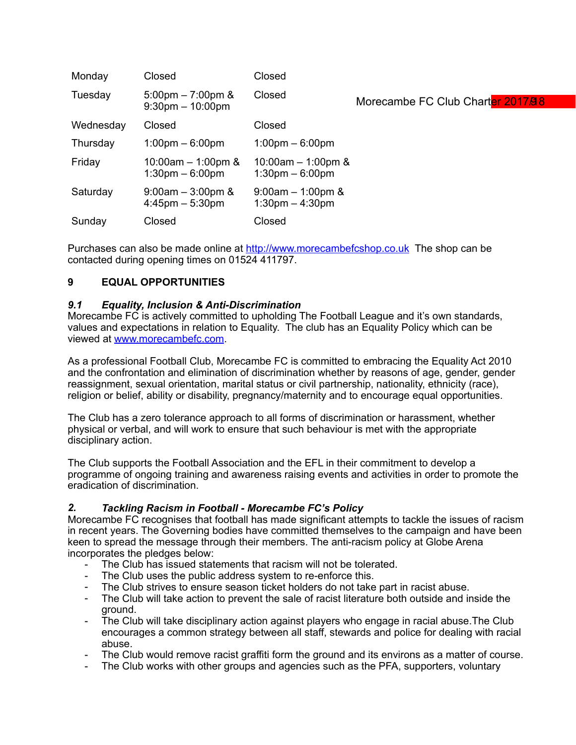| | | |
|---|---|---|
| Monday | Closed | Closed |
| Tuesday | 5:00pm – 7:00pm & 9:30pm – 10:00pm | Closed |
| Wednesday | Closed | Closed |
| Thursday | 1:00pm – 6:00pm | 1:00pm – 6:00pm |
| Friday | 10:00am – 1:00pm & 1:30pm – 6:00pm | 10:00am – 1:00pm & 1:30pm – 6:00pm |
| Saturday | 9:00am – 3:00pm & 4:45pm – 5:30pm | 9:00am – 1:00pm & 1:30pm – 4:30pm |
| Sunday | Closed | Closed |

Purchases can also be made online at http://www.morecambefcshop.co.uk The shop can be contacted during opening times on 01524 411797.

## 9 EQUAL OPPORTUNITIES

### *9.1 Equality, Inclusion & Anti-Discrimination*

Morecambe FC is actively committed to upholding The Football League and it's own standards, values and expectations in relation to Equality. The club has an Equality Policy which can be viewed at www.morecambefc.com.

As a professional Football Club, Morecambe FC is committed to embracing the Equality Act 2010 and the confrontation and elimination of discrimination whether by reasons of age, gender, gender reassignment, sexual orientation, marital status or civil partnership, nationality, ethnicity (race), religion or belief, ability or disability, pregnancy/maternity and to encourage equal opportunities.

The Club has a zero tolerance approach to all forms of discrimination or harassment, whether physical or verbal, and will work to ensure that such behaviour is met with the appropriate disciplinary action.

The Club supports the Football Association and the EFL in their commitment to develop a programme of ongoing training and awareness raising events and activities in order to promote the eradication of discrimination.

### *2. Tackling Racism in Football - Morecambe FC's Policy*

Morecambe FC recognises that football has made significant attempts to tackle the issues of racism in recent years. The Governing bodies have committed themselves to the campaign and have been keen to spread the message through their members. The anti-racism policy at Globe Arena incorporates the pledges below:

- The Club has issued statements that racism will not be tolerated.
- The Club uses the public address system to re-enforce this.
- The Club strives to ensure season ticket holders do not take part in racist abuse.
- The Club will take action to prevent the sale of racist literature both outside and inside the ground.
- The Club will take disciplinary action against players who engage in racial abuse.The Club encourages a common strategy between all staff, stewards and police for dealing with racial abuse.
- The Club would remove racist graffiti form the ground and its environs as a matter of course.
- The Club works with other groups and agencies such as the PFA, supporters, voluntary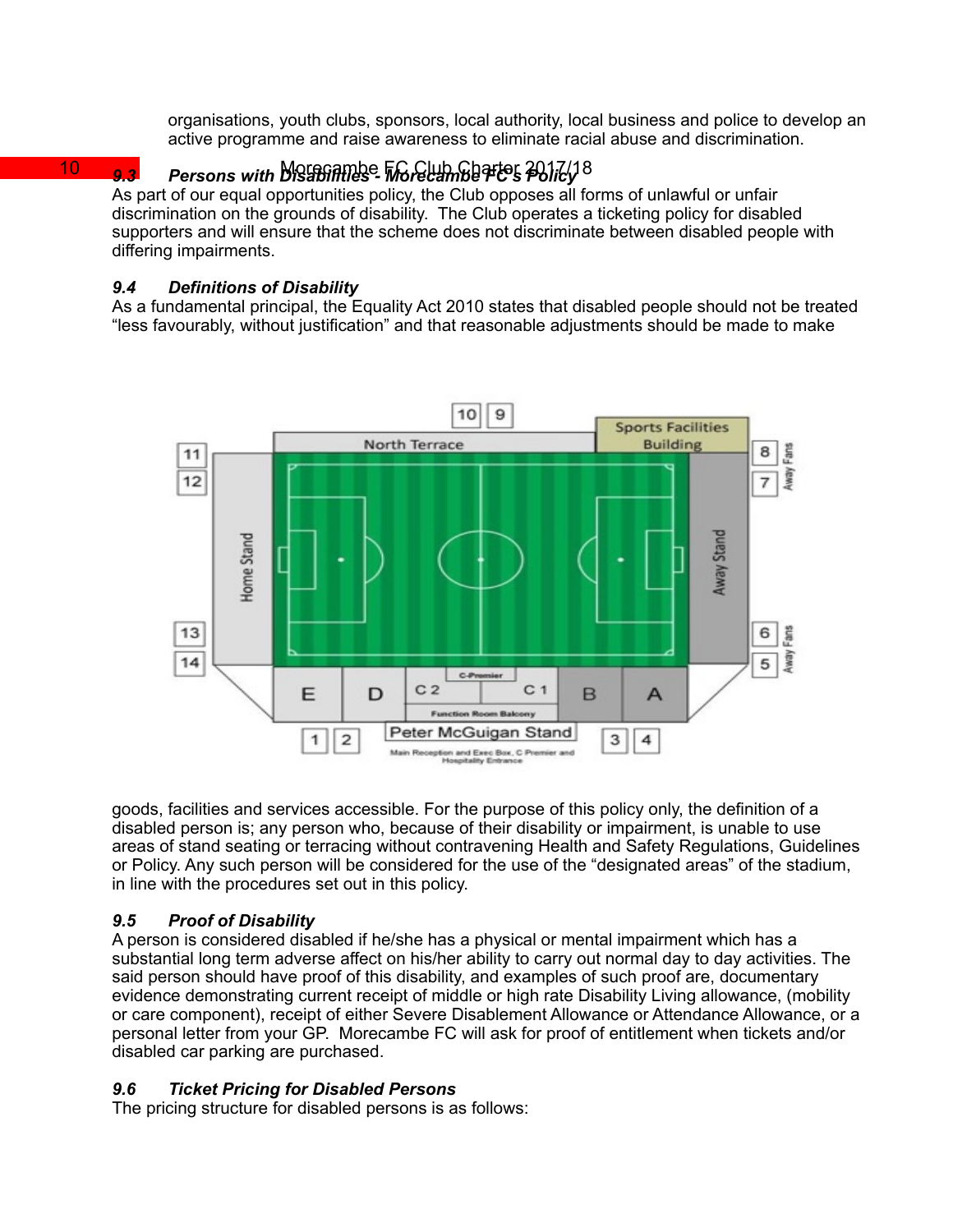organisations, youth clubs, sponsors, local authority, local business and police to develop an active programme and raise awareness to eliminate racial abuse and discrimination.

### *9.3 Persons with Disabilities - Morecambe FC's Policy*

As part of our equal opportunities policy, the Club opposes all forms of unlawful or unfair discrimination on the grounds of disability. The Club operates a ticketing policy for disabled supporters and will ensure that the scheme does not discriminate between disabled people with differing impairments.

### *9.4 Definitions of Disability*

As a fundamental principal, the Equality Act 2010 states that disabled people should not be treated "less favourably, without justification" and that reasonable adjustments should be made to make goods, facilities and services accessible. For the purpose of this policy only, the definition of a disabled person is; any person who, because of their disability or impairment, is unable to use areas of stand seating or terracing without contravening Health and Safety Regulations, Guidelines or Policy. Any such person will be considered for the use of the "designated areas" of the stadium, in line with the procedures set out in this policy.

### *9.5 Proof of Disability*

A person is considered disabled if he/she has a physical or mental impairment which has a substantial long term adverse affect on his/her ability to carry out normal day to day activities. The said person should have proof of this disability, and examples of such proof are, documentary evidence demonstrating current receipt of middle or high rate Disability Living allowance, (mobility or care component), receipt of either Severe Disablement Allowance or Attendance Allowance, or a personal letter from your GP. Morecambe FC will ask for proof of entitlement when tickets and/or disabled car parking are purchased.

### *9.6 Ticket Pricing for Disabled Persons*

The pricing structure for disabled persons is as follows: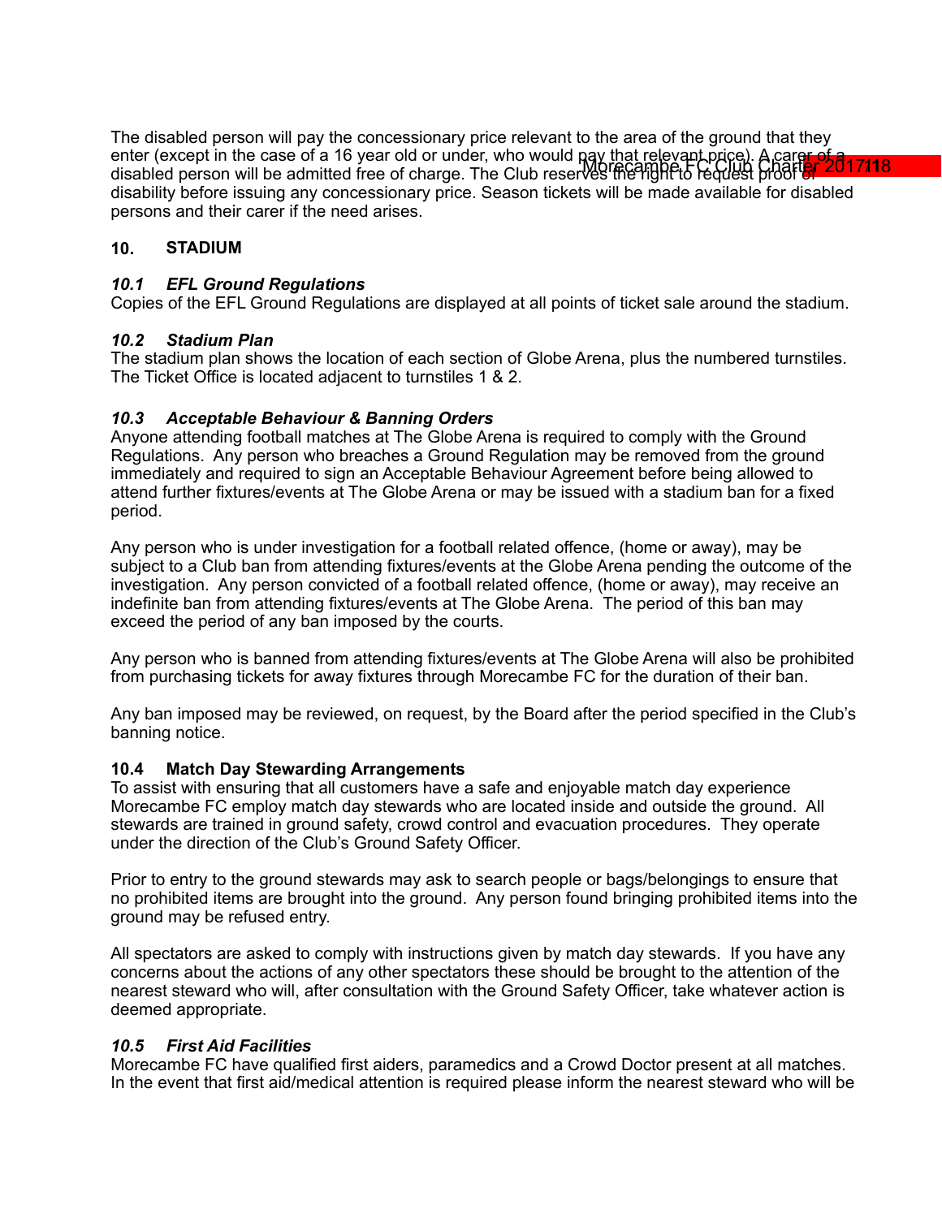The disabled person will pay the concessionary price relevant to the area of the ground that they enter (except in the case of a 16 year old or under, who would pay that relevant price). A carer of a disabled person will be admitted free of charge. The Club reserves the right to request proof of disability before issuing any concessionary price. Season tickets will be made available for disabled persons and their carer if the need arises.

## 10. STADIUM

### *10.1 EFL Ground Regulations*

Copies of the EFL Ground Regulations are displayed at all points of ticket sale around the stadium.

### *10.2 Stadium Plan*

The stadium plan shows the location of each section of Globe Arena, plus the numbered turnstiles. The Ticket Office is located adjacent to turnstiles 1 & 2.

### *10.3 Acceptable Behaviour & Banning Orders*

Anyone attending football matches at The Globe Arena is required to comply with the Ground Regulations. Any person who breaches a Ground Regulation may be removed from the ground immediately and required to sign an Acceptable Behaviour Agreement before being allowed to attend further fixtures/events at The Globe Arena or may be issued with a stadium ban for a fixed period.

Any person who is under investigation for a football related offence, (home or away), may be subject to a Club ban from attending fixtures/events at the Globe Arena pending the outcome of the investigation. Any person convicted of a football related offence, (home or away), may receive an indefinite ban from attending fixtures/events at The Globe Arena. The period of this ban may exceed the period of any ban imposed by the courts.

Any person who is banned from attending fixtures/events at The Globe Arena will also be prohibited from purchasing tickets for away fixtures through Morecambe FC for the duration of their ban.

Any ban imposed may be reviewed, on request, by the Board after the period specified in the Club's banning notice.

### 10.4 Match Day Stewarding Arrangements

To assist with ensuring that all customers have a safe and enjoyable match day experience Morecambe FC employ match day stewards who are located inside and outside the ground. All stewards are trained in ground safety, crowd control and evacuation procedures. They operate under the direction of the Club's Ground Safety Officer.

Prior to entry to the ground stewards may ask to search people or bags/belongings to ensure that no prohibited items are brought into the ground. Any person found bringing prohibited items into the ground may be refused entry.

All spectators are asked to comply with instructions given by match day stewards. If you have any concerns about the actions of any other spectators these should be brought to the attention of the nearest steward who will, after consultation with the Ground Safety Officer, take whatever action is deemed appropriate.

### *10.5 First Aid Facilities*

Morecambe FC have qualified first aiders, paramedics and a Crowd Doctor present at all matches. In the event that first aid/medical attention is required please inform the nearest steward who will be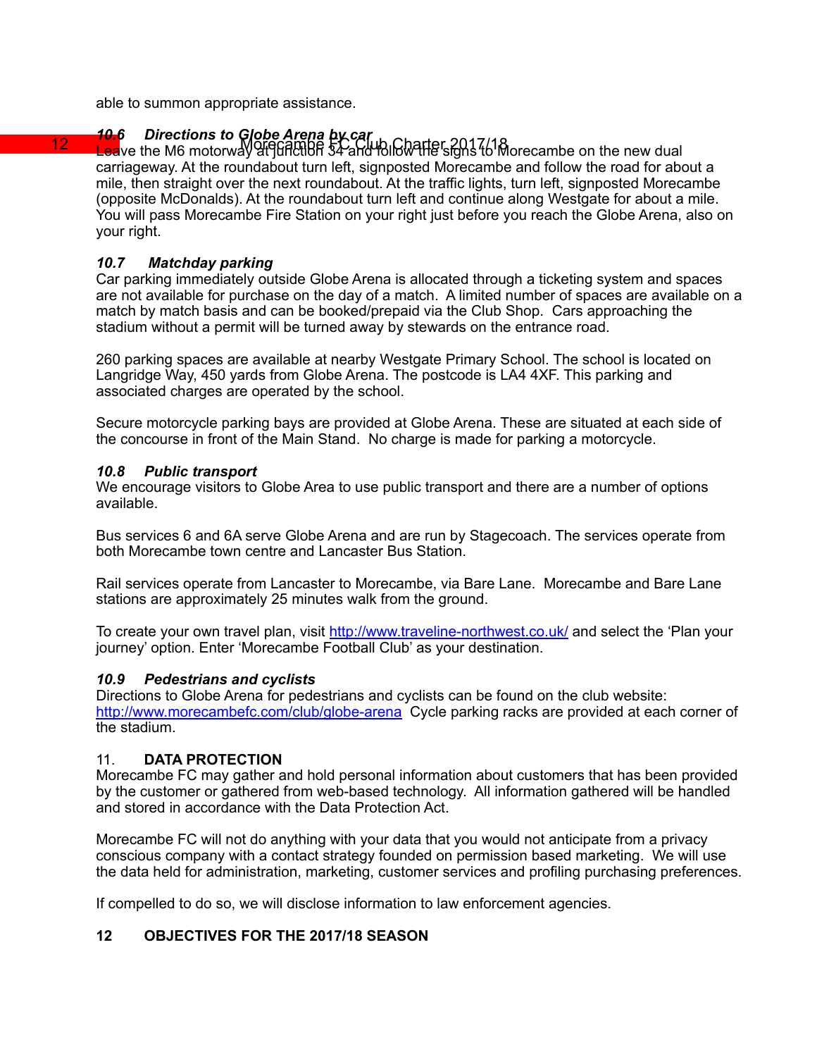able to summon appropriate assistance.

### *10.6 Directions to Globe Arena by car*

Leave the M6 motorway at junction 34 and follow the signs to Morecambe on the new dual carriageway. At the roundabout turn left, signposted Morecambe and follow the road for about a mile, then straight over the next roundabout. At the traffic lights, turn left, signposted Morecambe (opposite McDonalds). At the roundabout turn left and continue along Westgate for about a mile. You will pass Morecambe Fire Station on your right just before you reach the Globe Arena, also on your right.

### *10.7 Matchday parking*

Car parking immediately outside Globe Arena is allocated through a ticketing system and spaces are not available for purchase on the day of a match. A limited number of spaces are available on a match by match basis and can be booked/prepaid via the Club Shop. Cars approaching the stadium without a permit will be turned away by stewards on the entrance road.

260 parking spaces are available at nearby Westgate Primary School. The school is located on Langridge Way, 450 yards from Globe Arena. The postcode is LA4 4XF. This parking and associated charges are operated by the school.

Secure motorcycle parking bays are provided at Globe Arena. These are situated at each side of the concourse in front of the Main Stand. No charge is made for parking a motorcycle.

### *10.8 Public transport*

We encourage visitors to Globe Area to use public transport and there are a number of options available.

Bus services 6 and 6A serve Globe Arena and are run by Stagecoach. The services operate from both Morecambe town centre and Lancaster Bus Station.

Rail services operate from Lancaster to Morecambe, via Bare Lane. Morecambe and Bare Lane stations are approximately 25 minutes walk from the ground.

To create your own travel plan, visit http://www.traveline-northwest.co.uk/ and select the 'Plan your journey' option. Enter 'Morecambe Football Club' as your destination.

### *10.9 Pedestrians and cyclists*

Directions to Globe Arena for pedestrians and cyclists can be found on the club website: http://www.morecambefc.com/club/globe-arena Cycle parking racks are provided at each corner of the stadium.

## 11. DATA PROTECTION

Morecambe FC may gather and hold personal information about customers that has been provided by the customer or gathered from web-based technology. All information gathered will be handled and stored in accordance with the Data Protection Act.

Morecambe FC will not do anything with your data that you would not anticipate from a privacy conscious company with a contact strategy founded on permission based marketing. We will use the data held for administration, marketing, customer services and profiling purchasing preferences.

If compelled to do so, we will disclose information to law enforcement agencies.

## 12 OBJECTIVES FOR THE 2017/18 SEASON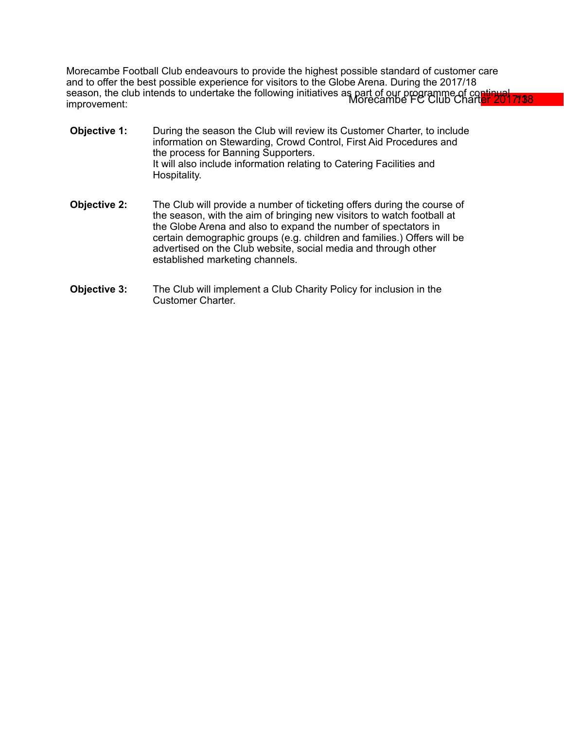Morecambe Football Club endeavours to provide the highest possible standard of customer care and to offer the best possible experience for visitors to the Globe Arena. During the 2017/18 season, the club intends to undertake the following initiatives as part of our programme of continual improvement:

**Objective 1:** During the season the Club will review its Customer Charter, to include information on Stewarding, Crowd Control, First Aid Procedures and the process for Banning Supporters.
It will also include information relating to Catering Facilities and Hospitality.

**Objective 2:** The Club will provide a number of ticketing offers during the course of the season, with the aim of bringing new visitors to watch football at the Globe Arena and also to expand the number of spectators in certain demographic groups (e.g. children and families.) Offers will be advertised on the Club website, social media and through other established marketing channels.

**Objective 3:** The Club will implement a Club Charity Policy for inclusion in the Customer Charter.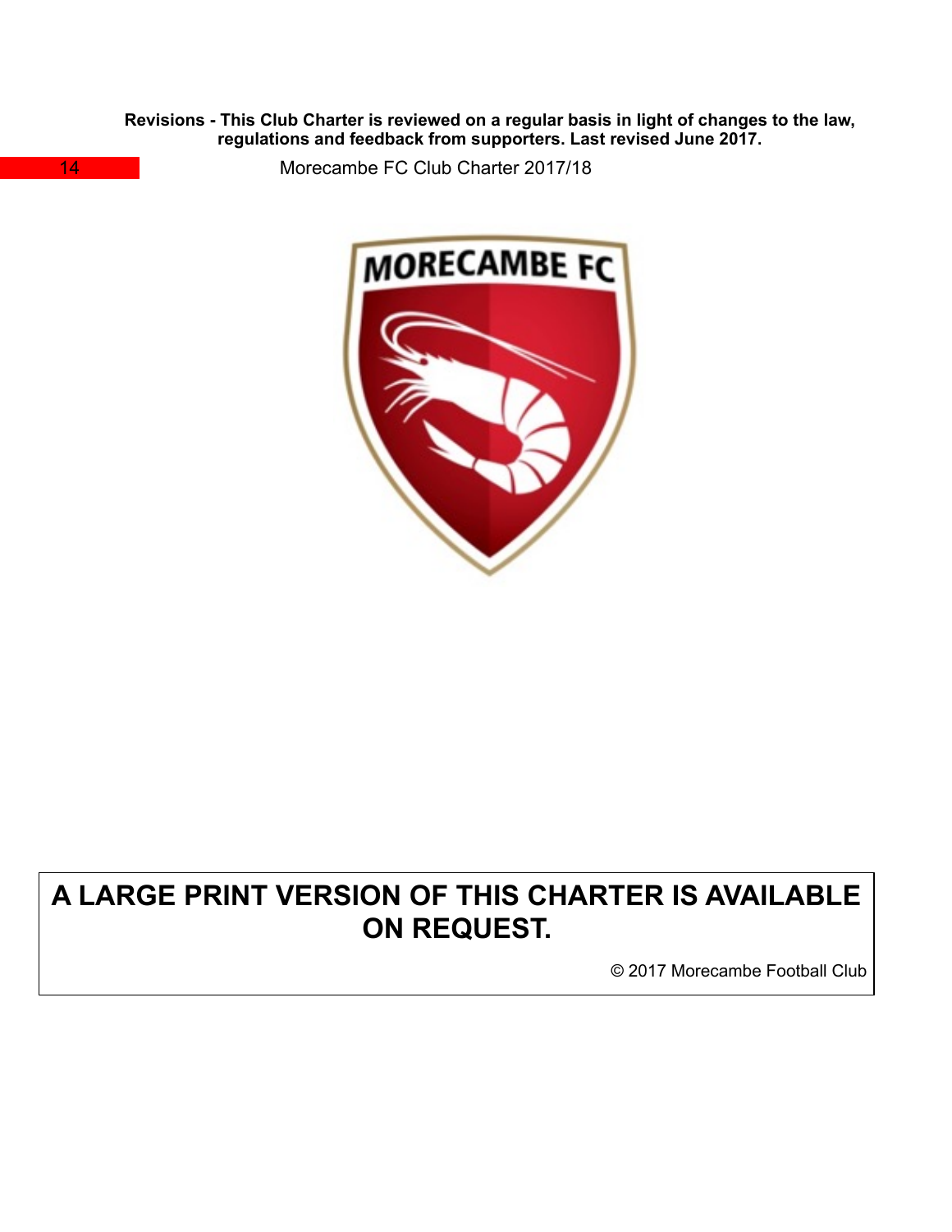**Revisions - This Club Charter is reviewed on a regular basis in light of changes to the law, regulations and feedback from supporters. Last revised June 2017.**

**A LARGE PRINT VERSION OF THIS CHARTER IS AVAILABLE ON REQUEST.**

© 2017 Morecambe Football Club